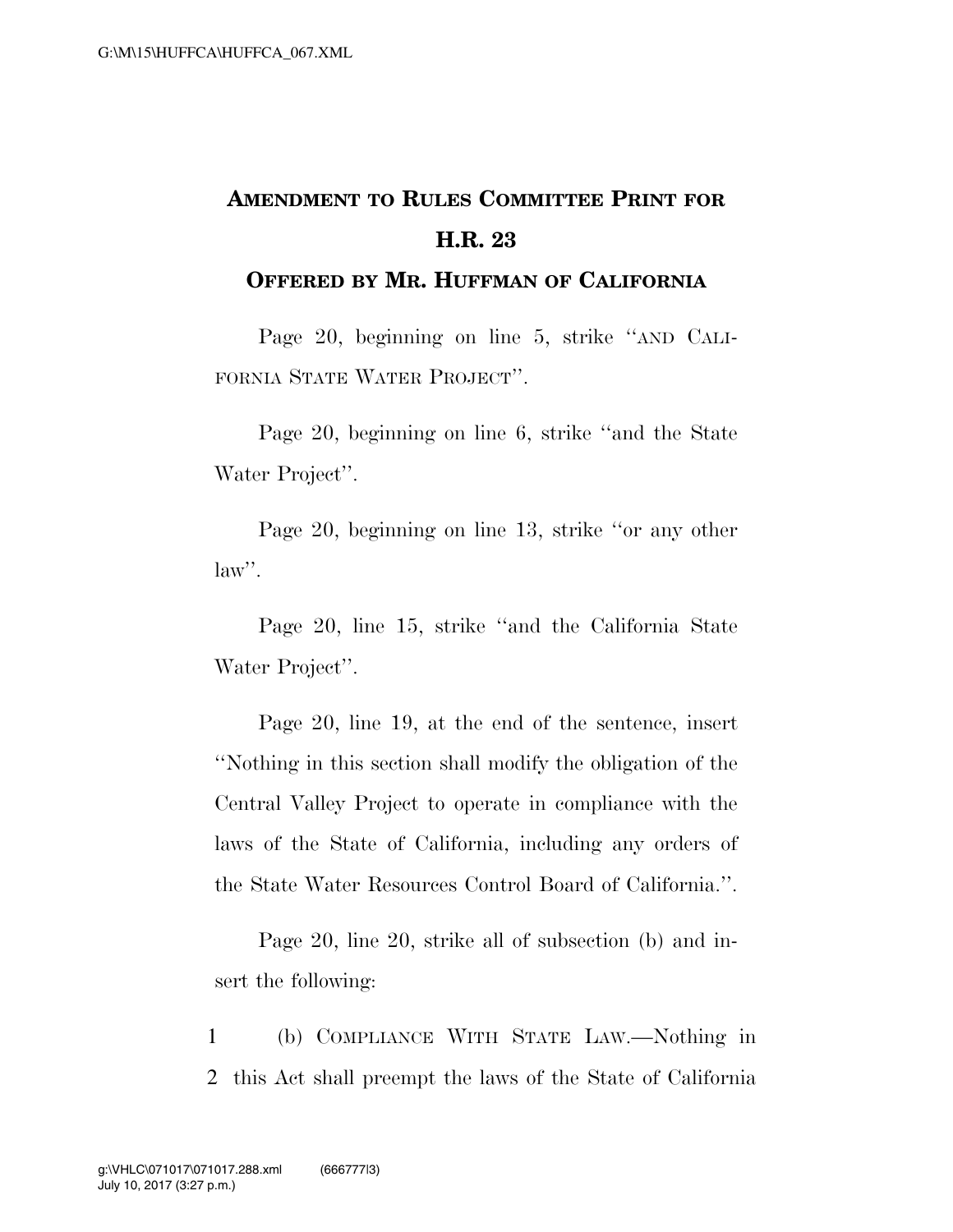**AMENDMENT TO RULES COMMITTEE PRINT FOR H.R. 23**

**OFFERED BY MR. HUFFMAN OF CALIFORNIA**

Page 20, beginning on line 5, strike ''AND CALIFORNIA STATE WATER PROJECT''.

Page 20, beginning on line 6, strike ''and the State Water Project''.

Page 20, beginning on line 13, strike ''or any other law''.

Page 20, line 15, strike ''and the California State Water Project''.

Page 20, line 19, at the end of the sentence, insert ''Nothing in this section shall modify the obligation of the Central Valley Project to operate in compliance with the laws of the State of California, including any orders of the State Water Resources Control Board of California.''.

Page 20, line 20, strike all of subsection (b) and insert the following:

1 (b) COMPLIANCE WITH STATE LAW.—Nothing in
2 this Act shall preempt the laws of the State of California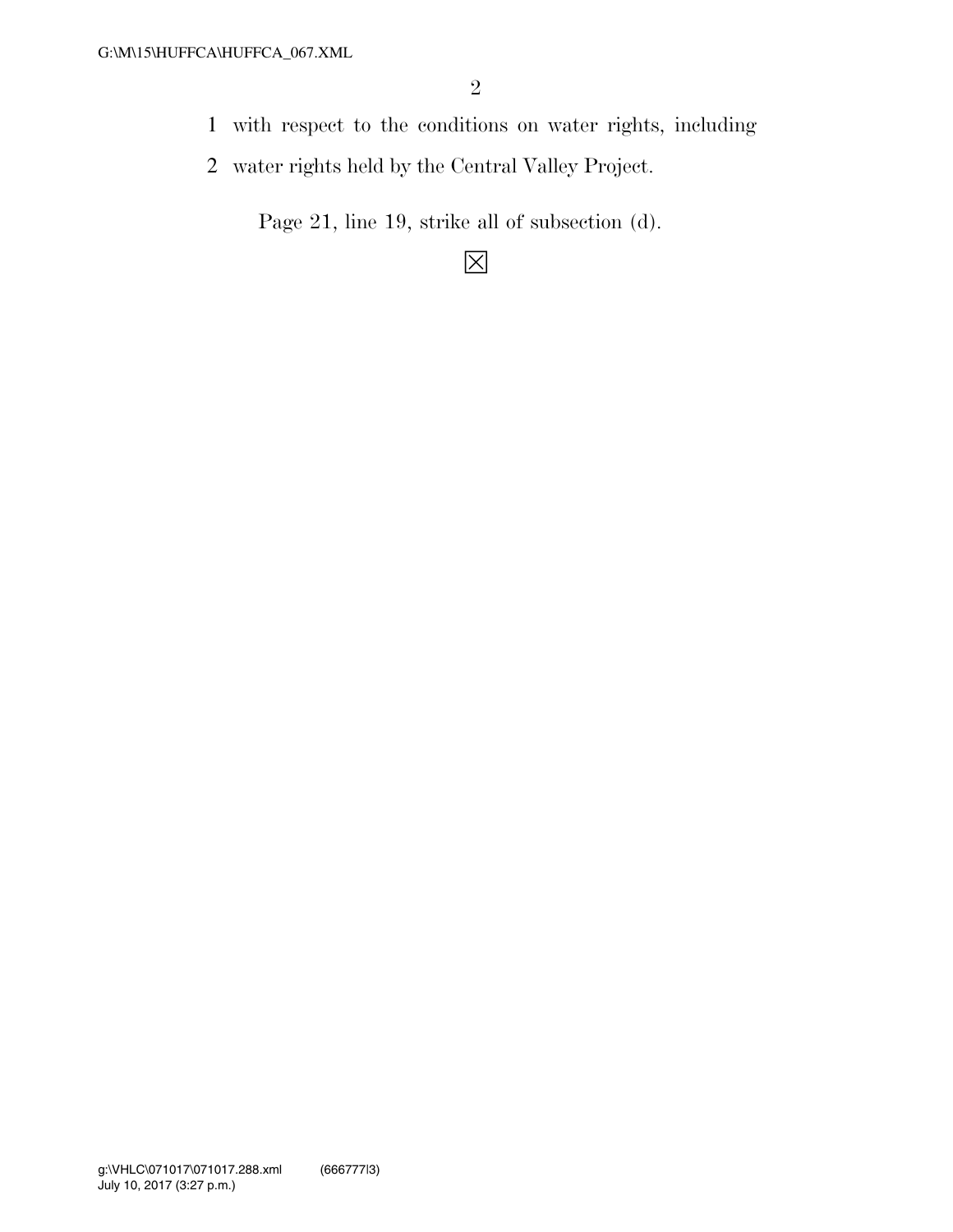with respect to the conditions on water rights, including water rights held by the Central Valley Project.

Page 21, line 19, strike all of subsection (d).

☒